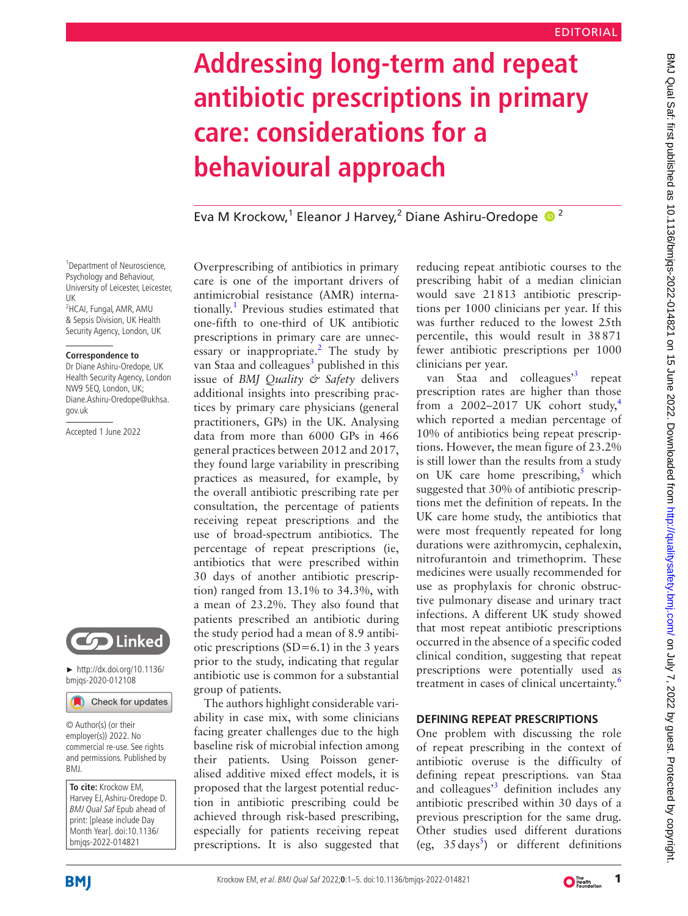EDITORIAL

# Addressing long-term and repeat antibiotic prescriptions in primary care: considerations for a behavioural approach

Eva M Krockow,[1] Eleanor J Harvey,[2] Diane Ashiru-Oredope[2]

[1]Department of Neuroscience, Psychology and Behaviour, University of Leicester, Leicester, UK

[2]HCAI, Fungal, AMR, AMU & Sepsis Division, UK Health Security Agency, London, UK

**Correspondence to**

Dr Diane Ashiru-Oredope, UK Health Security Agency, London NW9 5EQ, London, UK; Diane.Ashiru-Oredope@ukhsa.gov.uk

Accepted 1 June 2022

► http://dx.doi.org/10.1136/bmjqs-2020-012108

© Author(s) (or their employer(s)) 2022. No commercial re-use. See rights and permissions. Published by BMJ.

**To cite:** Krockow EM, Harvey EJ, Ashiru-Oredope D. *BMJ Qual Saf* Epub ahead of print: [please include Day Month Year]. doi:10.1136/bmjqs-2022-014821

Overprescribing of antibiotics in primary care is one of the important drivers of antimicrobial resistance (AMR) internationally.[1] Previous studies estimated that one-fifth to one-third of UK antibiotic prescriptions in primary care are unnecessary or inappropriate.[2] The study by van Staa and colleagues[3] published in this issue of *BMJ Quality & Safety* delivers additional insights into prescribing practices by primary care physicians (general practitioners, GPs) in the UK. Analysing data from more than 6000 GPs in 466 general practices between 2012 and 2017, they found large variability in prescribing practices as measured, for example, by the overall antibiotic prescribing rate per consultation, the percentage of patients receiving repeat prescriptions and the use of broad-spectrum antibiotics. The percentage of repeat prescriptions (ie, antibiotics that were prescribed within 30 days of another antibiotic prescription) ranged from 13.1% to 34.3%, with a mean of 23.2%. They also found that patients prescribed an antibiotic during the study period had a mean of 8.9 antibiotic prescriptions (SD=6.1) in the 3 years prior to the study, indicating that regular antibiotic use is common for a substantial group of patients.

The authors highlight considerable variability in case mix, with some clinicians facing greater challenges due to the high baseline risk of microbial infection among their patients. Using Poisson generalised additive mixed effect models, it is proposed that the largest potential reduction in antibiotic prescribing could be achieved through risk-based prescribing, especially for patients receiving repeat prescriptions. It is also suggested that reducing repeat antibiotic courses to the prescribing habit of a median clinician would save 21 813 antibiotic prescriptions per 1000 clinicians per year. If this was further reduced to the lowest 25th percentile, this would result in 38 871 fewer antibiotic prescriptions per 1000 clinicians per year.

van Staa and colleagues'[3] repeat prescription rates are higher than those from a 2002–2017 UK cohort study,[4] which reported a median percentage of 10% of antibiotics being repeat prescriptions. However, the mean figure of 23.2% is still lower than the results from a study on UK care home prescribing,[5] which suggested that 30% of antibiotic prescriptions met the definition of repeats. In the UK care home study, the antibiotics that were most frequently repeated for long durations were azithromycin, cephalexin, nitrofurantoin and trimethoprim. These medicines were usually recommended for use as prophylaxis for chronic obstructive pulmonary disease and urinary tract infections. A different UK study showed that most repeat antibiotic prescriptions occurred in the absence of a specific coded clinical condition, suggesting that repeat prescriptions were potentially used as treatment in cases of clinical uncertainty.[6]

## DEFINING REPEAT PRESCRIPTIONS

One problem with discussing the role of repeat prescribing in the context of antibiotic overuse is the difficulty of defining repeat prescriptions. van Staa and colleagues'[3] definition includes any antibiotic prescribed within 30 days of a previous prescription for the same drug. Other studies used different durations (eg, 35 days[5]) or different definitions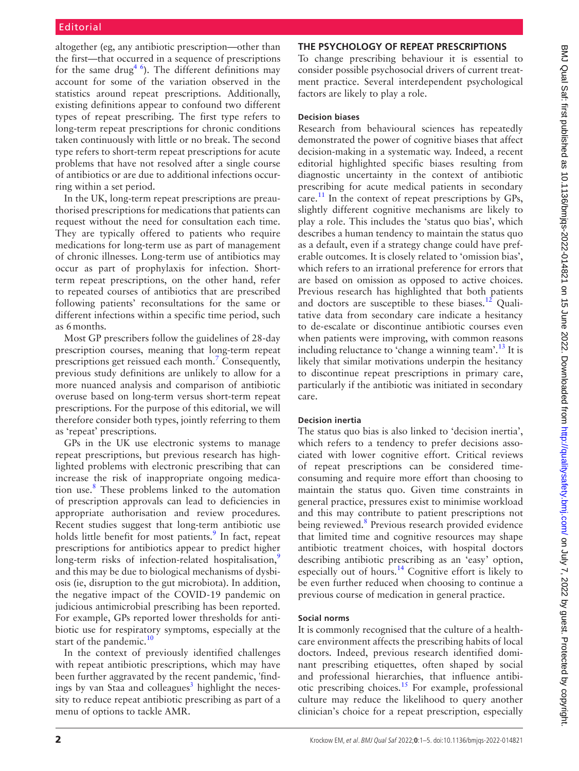altogether (eg, any antibiotic prescription—other than the first—that occurred in a sequence of prescriptions for the same drug[4 6]). The different definitions may account for some of the variation observed in the statistics around repeat prescriptions. Additionally, existing definitions appear to confound two different types of repeat prescribing. The first type refers to long-term repeat prescriptions for chronic conditions taken continuously with little or no break. The second type refers to short-term repeat prescriptions for acute problems that have not resolved after a single course of antibiotics or are due to additional infections occurring within a set period.

In the UK, long-term repeat prescriptions are preauthorised prescriptions for medications that patients can request without the need for consultation each time. They are typically offered to patients who require medications for long-term use as part of management of chronic illnesses. Long-term use of antibiotics may occur as part of prophylaxis for infection. Short-term repeat prescriptions, on the other hand, refer to repeated courses of antibiotics that are prescribed following patients' reconsultations for the same or different infections within a specific time period, such as 6 months.

Most GP prescribers follow the guidelines of 28-day prescription courses, meaning that long-term repeat prescriptions get reissued each month.[7] Consequently, previous study definitions are unlikely to allow for a more nuanced analysis and comparison of antibiotic overuse based on long-term versus short-term repeat prescriptions. For the purpose of this editorial, we will therefore consider both types, jointly referring to them as 'repeat' prescriptions.

GPs in the UK use electronic systems to manage repeat prescriptions, but previous research has highlighted problems with electronic prescribing that can increase the risk of inappropriate ongoing medication use.[8] These problems linked to the automation of prescription approvals can lead to deficiencies in appropriate authorisation and review procedures. Recent studies suggest that long-term antibiotic use holds little benefit for most patients.[9] In fact, repeat prescriptions for antibiotics appear to predict higher long-term risks of infection-related hospitalisation,[9] and this may be due to biological mechanisms of dysbiosis (ie, disruption to the gut microbiota). In addition, the negative impact of the COVID-19 pandemic on judicious antimicrobial prescribing has been reported. For example, GPs reported lower thresholds for antibiotic use for respiratory symptoms, especially at the start of the pandemic.[10]

In the context of previously identified challenges with repeat antibiotic prescriptions, which may have been further aggravated by the recent pandemic, 'findings by van Staa and colleagues[3] highlight the necessity to reduce repeat antibiotic prescribing as part of a menu of options to tackle AMR.

## THE PSYCHOLOGY OF REPEAT PRESCRIPTIONS

To change prescribing behaviour it is essential to consider possible psychosocial drivers of current treatment practice. Several interdependent psychological factors are likely to play a role.

### Decision biases

Research from behavioural sciences has repeatedly demonstrated the power of cognitive biases that affect decision-making in a systematic way. Indeed, a recent editorial highlighted specific biases resulting from diagnostic uncertainty in the context of antibiotic prescribing for acute medical patients in secondary care.[11] In the context of repeat prescriptions by GPs, slightly different cognitive mechanisms are likely to play a role. This includes the 'status quo bias', which describes a human tendency to maintain the status quo as a default, even if a strategy change could have preferable outcomes. It is closely related to 'omission bias', which refers to an irrational preference for errors that are based on omission as opposed to active choices. Previous research has highlighted that both patients and doctors are susceptible to these biases.[12] Qualitative data from secondary care indicate a hesitancy to de-escalate or discontinue antibiotic courses even when patients were improving, with common reasons including reluctance to 'change a winning team'.[13] It is likely that similar motivations underpin the hesitancy to discontinue repeat prescriptions in primary care, particularly if the antibiotic was initiated in secondary care.

### Decision inertia

The status quo bias is also linked to 'decision inertia', which refers to a tendency to prefer decisions associated with lower cognitive effort. Critical reviews of repeat prescriptions can be considered time-consuming and require more effort than choosing to maintain the status quo. Given time constraints in general practice, pressures exist to minimise workload and this may contribute to patient prescriptions not being reviewed.[8] Previous research provided evidence that limited time and cognitive resources may shape antibiotic treatment choices, with hospital doctors describing antibiotic prescribing as an 'easy' option, especially out of hours.[14] Cognitive effort is likely to be even further reduced when choosing to continue a previous course of medication in general practice.

### Social norms

It is commonly recognised that the culture of a healthcare environment affects the prescribing habits of local doctors. Indeed, previous research identified dominant prescribing etiquettes, often shaped by social and professional hierarchies, that influence antibiotic prescribing choices.[15] For example, professional culture may reduce the likelihood to query another clinician's choice for a repeat prescription, especially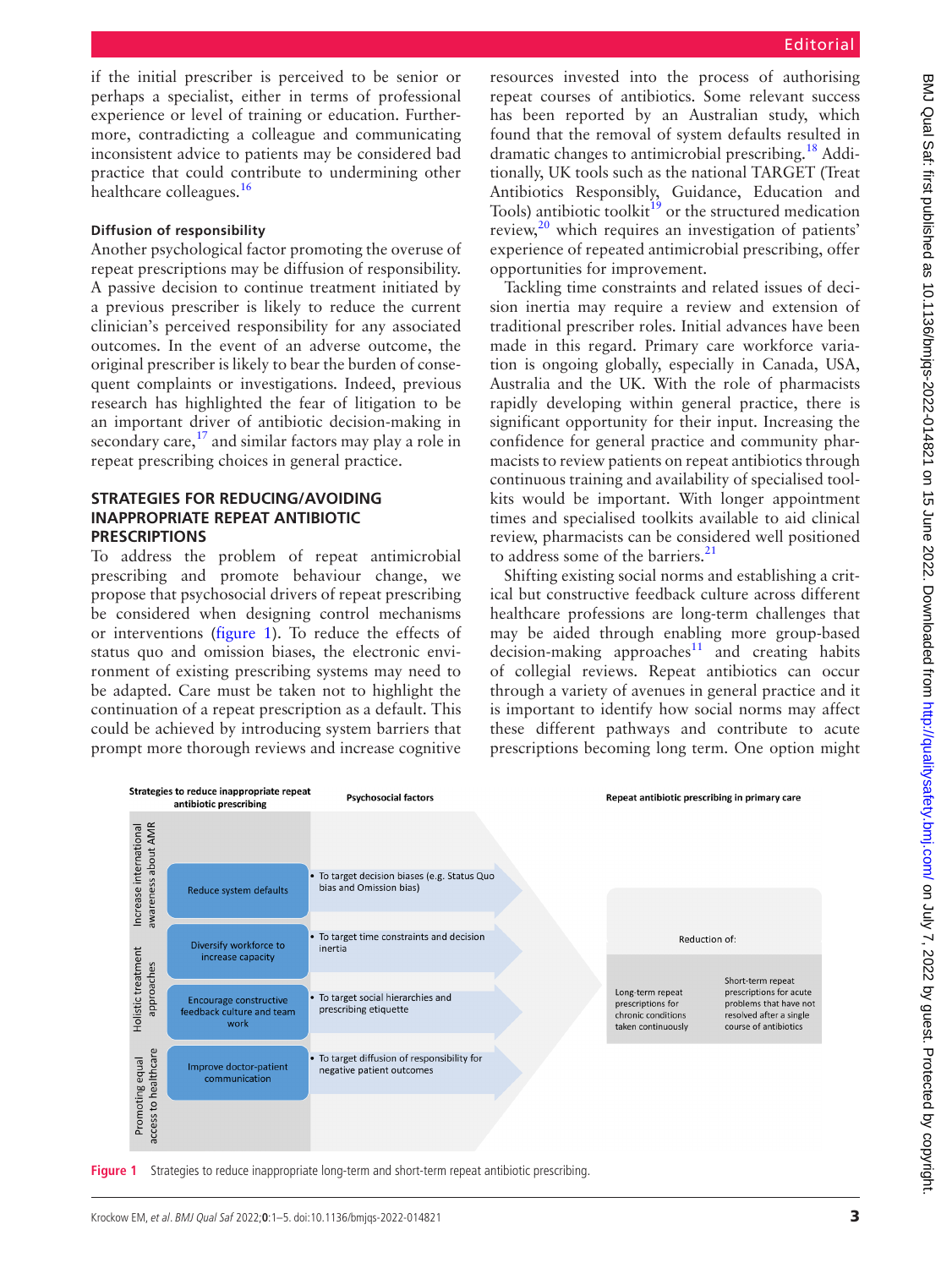if the initial prescriber is perceived to be senior or perhaps a specialist, either in terms of professional experience or level of training or education. Furthermore, contradicting a colleague and communicating inconsistent advice to patients may be considered bad practice that could contribute to undermining other healthcare colleagues.[16]

#### Diffusion of responsibility

Another psychological factor promoting the overuse of repeat prescriptions may be diffusion of responsibility. A passive decision to continue treatment initiated by a previous prescriber is likely to reduce the current clinician's perceived responsibility for any associated outcomes. In the event of an adverse outcome, the original prescriber is likely to bear the burden of consequent complaints or investigations. Indeed, previous research has highlighted the fear of litigation to be an important driver of antibiotic decision-making in secondary care,[17] and similar factors may play a role in repeat prescribing choices in general practice.

### STRATEGIES FOR REDUCING/AVOIDING INAPPROPRIATE REPEAT ANTIBIOTIC PRESCRIPTIONS

To address the problem of repeat antimicrobial prescribing and promote behaviour change, we propose that psychosocial drivers of repeat prescribing be considered when designing control mechanisms or interventions (figure 1). To reduce the effects of status quo and omission biases, the electronic environment of existing prescribing systems may need to be adapted. Care must be taken not to highlight the continuation of a repeat prescription as a default. This could be achieved by introducing system barriers that prompt more thorough reviews and increase cognitive resources invested into the process of authorising repeat courses of antibiotics. Some relevant success has been reported by an Australian study, which found that the removal of system defaults resulted in dramatic changes to antimicrobial prescribing.[18] Additionally, UK tools such as the national TARGET (Treat Antibiotics Responsibly, Guidance, Education and Tools) antibiotic toolkit[19] or the structured medication review,[20] which requires an investigation of patients' experience of repeated antimicrobial prescribing, offer opportunities for improvement.

Tackling time constraints and related issues of decision inertia may require a review and extension of traditional prescriber roles. Initial advances have been made in this regard. Primary care workforce variation is ongoing globally, especially in Canada, USA, Australia and the UK. With the role of pharmacists rapidly developing within general practice, there is significant opportunity for their input. Increasing the confidence for general practice and community pharmacists to review patients on repeat antibiotics through continuous training and availability of specialised toolkits would be important. With longer appointment times and specialised toolkits available to aid clinical review, pharmacists can be considered well positioned to address some of the barriers.[21]

Shifting existing social norms and establishing a critical but constructive feedback culture across different healthcare professions are long-term challenges that may be aided through enabling more group-based decision-making approaches[11] and creating habits of collegial reviews. Repeat antibiotics can occur through a variety of avenues in general practice and it is important to identify how social norms may affect these different pathways and contribute to acute prescriptions becoming long term. One option might

Strategies to reduce inappropriate repeat antibiotic prescribing

Psychosocial factors

Repeat antibiotic prescribing in primary care

Increase international awareness about AMR

Holistic treatment approaches

Promoting equal access to healthcare

Reduce system defaults

• To target decision biases (e.g. Status Quo bias and Omission bias)

Diversify workforce to increase capacity

• To target time constraints and decision inertia

Encourage constructive feedback culture and team work

• To target social hierarchies and prescribing etiquette

Improve doctor-patient communication

• To target diffusion of responsibility for negative patient outcomes

Reduction of:

Long-term repeat prescriptions for chronic conditions taken continuously

Short-term repeat prescriptions for acute problems that have not resolved after a single course of antibiotics

Figure 1 Strategies to reduce inappropriate long-term and short-term repeat antibiotic prescribing.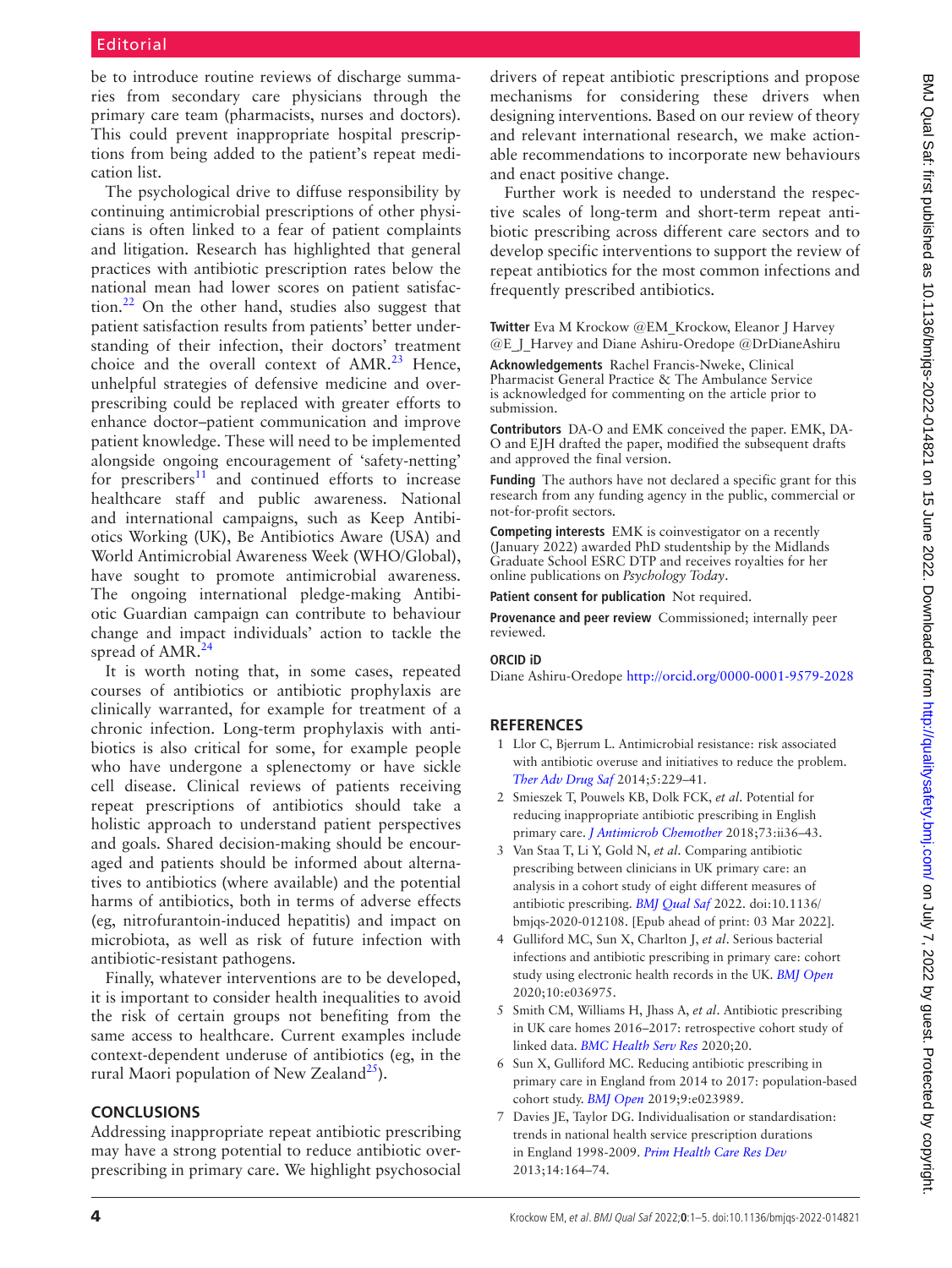be to introduce routine reviews of discharge summaries from secondary care physicians through the primary care team (pharmacists, nurses and doctors). This could prevent inappropriate hospital prescriptions from being added to the patient's repeat medication list.

The psychological drive to diffuse responsibility by continuing antimicrobial prescriptions of other physicians is often linked to a fear of patient complaints and litigation. Research has highlighted that general practices with antibiotic prescription rates below the national mean had lower scores on patient satisfaction.[22] On the other hand, studies also suggest that patient satisfaction results from patients' better understanding of their infection, their doctors' treatment choice and the overall context of AMR.[23] Hence, unhelpful strategies of defensive medicine and overprescribing could be replaced with greater efforts to enhance doctor–patient communication and improve patient knowledge. These will need to be implemented alongside ongoing encouragement of 'safety-netting' for prescribers[11] and continued efforts to increase healthcare staff and public awareness. National and international campaigns, such as Keep Antibiotics Working (UK), Be Antibiotics Aware (USA) and World Antimicrobial Awareness Week (WHO/Global), have sought to promote antimicrobial awareness. The ongoing international pledge-making Antibiotic Guardian campaign can contribute to behaviour change and impact individuals' action to tackle the spread of AMR.[24]

It is worth noting that, in some cases, repeated courses of antibiotics or antibiotic prophylaxis are clinically warranted, for example for treatment of a chronic infection. Long-term prophylaxis with antibiotics is also critical for some, for example people who have undergone a splenectomy or have sickle cell disease. Clinical reviews of patients receiving repeat prescriptions of antibiotics should take a holistic approach to understand patient perspectives and goals. Shared decision-making should be encouraged and patients should be informed about alternatives to antibiotics (where available) and the potential harms of antibiotics, both in terms of adverse effects (eg, nitrofurantoin-induced hepatitis) and impact on microbiota, as well as risk of future infection with antibiotic-resistant pathogens.

Finally, whatever interventions are to be developed, it is important to consider health inequalities to avoid the risk of certain groups not benefiting from the same access to healthcare. Current examples include context-dependent underuse of antibiotics (eg, in the rural Maori population of New Zealand[25]).

## CONCLUSIONS

Addressing inappropriate repeat antibiotic prescribing may have a strong potential to reduce antibiotic overprescribing in primary care. We highlight psychosocial drivers of repeat antibiotic prescriptions and propose mechanisms for considering these drivers when designing interventions. Based on our review of theory and relevant international research, we make actionable recommendations to incorporate new behaviours and enact positive change.

Further work is needed to understand the respective scales of long-term and short-term repeat antibiotic prescribing across different care sectors and to develop specific interventions to support the review of repeat antibiotics for the most common infections and frequently prescribed antibiotics.

**Twitter** Eva M Krockow @EM_Krockow, Eleanor J Harvey @E_J_Harvey and Diane Ashiru-Oredope @DrDianeAshiru

**Acknowledgements** Rachel Francis-Nweke, Clinical Pharmacist General Practice & The Ambulance Service is acknowledged for commenting on the article prior to submission.

**Contributors** DA-O and EMK conceived the paper. EMK, DA-O and EJH drafted the paper, modified the subsequent drafts and approved the final version.

**Funding** The authors have not declared a specific grant for this research from any funding agency in the public, commercial or not-for-profit sectors.

**Competing interests** EMK is coinvestigator on a recently (January 2022) awarded PhD studentship by the Midlands Graduate School ESRC DTP and receives royalties for her online publications on *Psychology Today*.

**Patient consent for publication** Not required.

**Provenance and peer review** Commissioned; internally peer reviewed.

**ORCID iD**

Diane Ashiru-Oredope http://orcid.org/0000-0001-9579-2028

## REFERENCES

1. Llor C, Bjerrum L. Antimicrobial resistance: risk associated with antibiotic overuse and initiatives to reduce the problem. *Ther Adv Drug Saf* 2014;5:229–41.
2. Smieszek T, Pouwels KB, Dolk FCK, *et al*. Potential for reducing inappropriate antibiotic prescribing in English primary care. *J Antimicrob Chemother* 2018;73:ii36–43.
3. Van Staa T, Li Y, Gold N, *et al*. Comparing antibiotic prescribing between clinicians in UK primary care: an analysis in a cohort study of eight different measures of antibiotic prescribing. *BMJ Qual Saf* 2022. doi:10.1136/bmjqs-2020-012108. [Epub ahead of print: 03 Mar 2022].
4. Gulliford MC, Sun X, Charlton J, *et al*. Serious bacterial infections and antibiotic prescribing in primary care: cohort study using electronic health records in the UK. *BMJ Open* 2020;10:e036975.
5. Smith CM, Williams H, Jhass A, *et al*. Antibiotic prescribing in UK care homes 2016–2017: retrospective cohort study of linked data. *BMC Health Serv Res* 2020;20.
6. Sun X, Gulliford MC. Reducing antibiotic prescribing in primary care in England from 2014 to 2017: population-based cohort study. *BMJ Open* 2019;9:e023989.
7. Davies JE, Taylor DG. Individualisation or standardisation: trends in national health service prescription durations in England 1998-2009. *Prim Health Care Res Dev* 2013;14:164–74.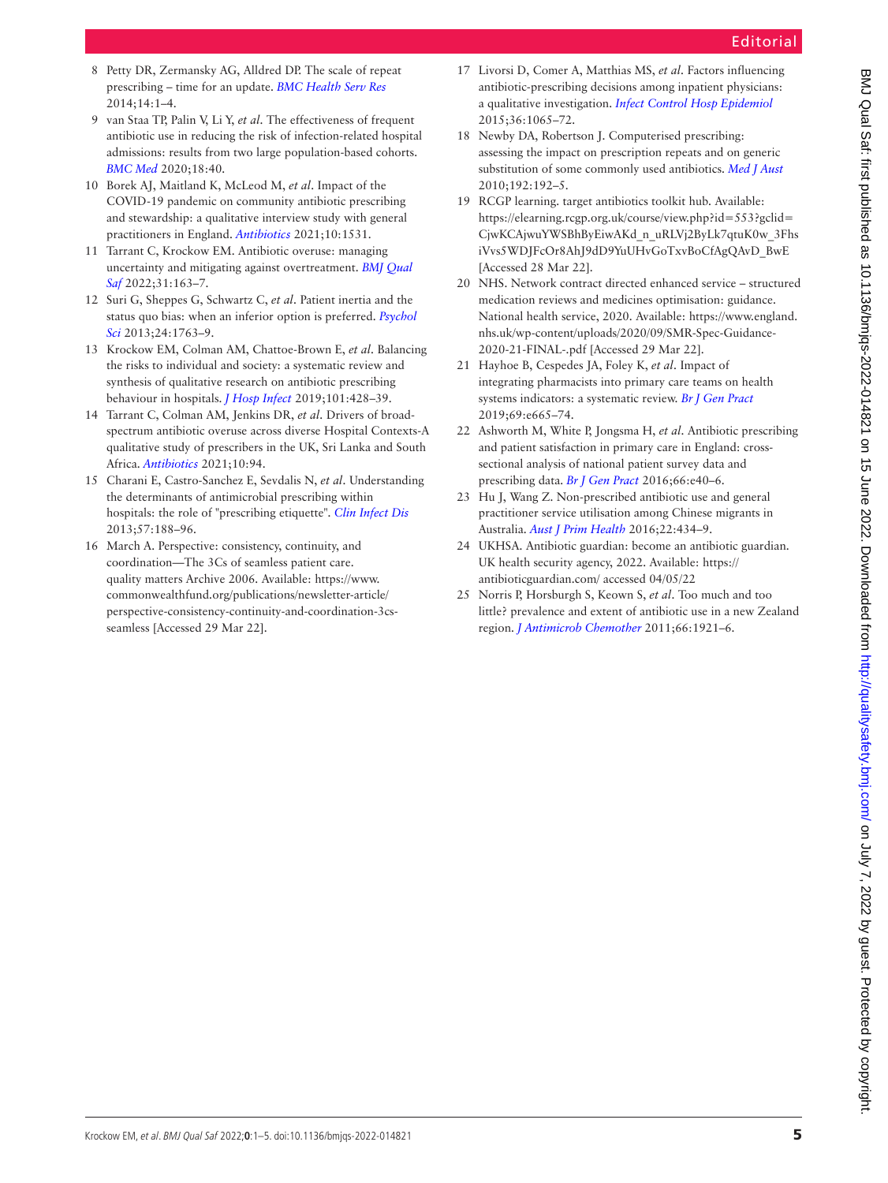8. Petty DR, Zermansky AG, Alldred DP. The scale of repeat prescribing – time for an update. *BMC Health Serv Res* 2014;14:1–4.
9. van Staa TP, Palin V, Li Y, *et al*. The effectiveness of frequent antibiotic use in reducing the risk of infection-related hospital admissions: results from two large population-based cohorts. *BMC Med* 2020;18:40.
10. Borek AJ, Maitland K, McLeod M, *et al*. Impact of the COVID-19 pandemic on community antibiotic prescribing and stewardship: a qualitative interview study with general practitioners in England. *Antibiotics* 2021;10:1531.
11. Tarrant C, Krockow EM. Antibiotic overuse: managing uncertainty and mitigating against overtreatment. *BMJ Qual Saf* 2022;31:163–7.
12. Suri G, Sheppes G, Schwartz C, *et al*. Patient inertia and the status quo bias: when an inferior option is preferred. *Psychol Sci* 2013;24:1763–9.
13. Krockow EM, Colman AM, Chattoe-Brown E, *et al*. Balancing the risks to individual and society: a systematic review and synthesis of qualitative research on antibiotic prescribing behaviour in hospitals. *J Hosp Infect* 2019;101:428–39.
14. Tarrant C, Colman AM, Jenkins DR, *et al*. Drivers of broad-spectrum antibiotic overuse across diverse Hospital Contexts-A qualitative study of prescribers in the UK, Sri Lanka and South Africa. *Antibiotics* 2021;10:94.
15. Charani E, Castro-Sanchez E, Sevdalis N, *et al*. Understanding the determinants of antimicrobial prescribing within hospitals: the role of "prescribing etiquette". *Clin Infect Dis* 2013;57:188–96.
16. March A. Perspective: consistency, continuity, and coordination—The 3Cs of seamless patient care. quality matters Archive 2006. Available: https://www.commonwealthfund.org/publications/newsletter-article/perspective-consistency-continuity-and-coordination-3cs-seamless [Accessed 29 Mar 22].
17. Livorsi D, Comer A, Matthias MS, *et al*. Factors influencing antibiotic-prescribing decisions among inpatient physicians: a qualitative investigation. *Infect Control Hosp Epidemiol* 2015;36:1065–72.
18. Newby DA, Robertson J. Computerised prescribing: assessing the impact on prescription repeats and on generic substitution of some commonly used antibiotics. *Med J Aust* 2010;192:192–5.
19. RCGP learning. target antibiotics toolkit hub. Available: https://elearning.rcgp.org.uk/course/view.php?id=553?gclid=CjwKCAjwuYWSBhByEiwAKd_n_uRLVj2ByLk7qtuK0w_3FhsiVvs5WDJFcOr8AhJ9dD9YuUHvGoTxvBoCfAgQAvD_BwE [Accessed 28 Mar 22].
20. NHS. Network contract directed enhanced service – structured medication reviews and medicines optimisation: guidance. National health service, 2020. Available: https://www.england.nhs.uk/wp-content/uploads/2020/09/SMR-Spec-Guidance-2020-21-FINAL-.pdf [Accessed 29 Mar 22].
21. Hayhoe B, Cespedes JA, Foley K, *et al*. Impact of integrating pharmacists into primary care teams on health systems indicators: a systematic review. *Br J Gen Pract* 2019;69:e665–74.
22. Ashworth M, White P, Jongsma H, *et al*. Antibiotic prescribing and patient satisfaction in primary care in England: cross-sectional analysis of national patient survey data and prescribing data. *Br J Gen Pract* 2016;66:e40–6.
23. Hu J, Wang Z. Non-prescribed antibiotic use and general practitioner service utilisation among Chinese migrants in Australia. *Aust J Prim Health* 2016;22:434–9.
24. UKHSA. Antibiotic guardian: become an antibiotic guardian. UK health security agency, 2022. Available: https://antibioticguardian.com/ accessed 04/05/22
25. Norris P, Horsburgh S, Keown S, *et al*. Too much and too little? prevalence and extent of antibiotic use in a new Zealand region. *J Antimicrob Chemother* 2011;66:1921–6.